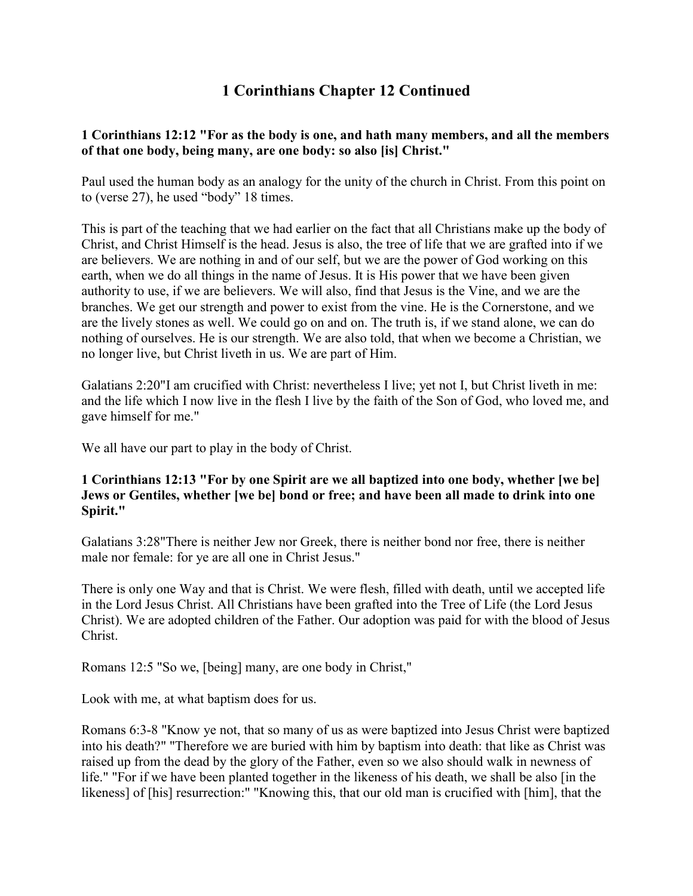# 1 Corinthians Chapter 12 Continued

**1 Corinthians 12:12 "For as the body is one, and hath many members, and all the members of that one body, being many, are one body: so also [is] Christ."**

Paul used the human body as an analogy for the unity of the church in Christ. From this point on to (verse 27), he used "body" 18 times.

This is part of the teaching that we had earlier on the fact that all Christians make up the body of Christ, and Christ Himself is the head. Jesus is also, the tree of life that we are grafted into if we are believers. We are nothing in and of our self, but we are the power of God working on this earth, when we do all things in the name of Jesus. It is His power that we have been given authority to use, if we are believers. We will also, find that Jesus is the Vine, and we are the branches. We get our strength and power to exist from the vine. He is the Cornerstone, and we are the lively stones as well. We could go on and on. The truth is, if we stand alone, we can do nothing of ourselves. He is our strength. We are also told, that when we become a Christian, we no longer live, but Christ liveth in us. We are part of Him.

Galatians 2:20"I am crucified with Christ: nevertheless I live; yet not I, but Christ liveth in me: and the life which I now live in the flesh I live by the faith of the Son of God, who loved me, and gave himself for me."

We all have our part to play in the body of Christ.

**1 Corinthians 12:13 "For by one Spirit are we all baptized into one body, whether [we be] Jews or Gentiles, whether [we be] bond or free; and have been all made to drink into one Spirit."**

Galatians 3:28"There is neither Jew nor Greek, there is neither bond nor free, there is neither male nor female: for ye are all one in Christ Jesus."

There is only one Way and that is Christ. We were flesh, filled with death, until we accepted life in the Lord Jesus Christ. All Christians have been grafted into the Tree of Life (the Lord Jesus Christ). We are adopted children of the Father. Our adoption was paid for with the blood of Jesus Christ.

Romans 12:5 "So we, [being] many, are one body in Christ,"

Look with me, at what baptism does for us.

Romans 6:3-8 "Know ye not, that so many of us as were baptized into Jesus Christ were baptized into his death?" "Therefore we are buried with him by baptism into death: that like as Christ was raised up from the dead by the glory of the Father, even so we also should walk in newness of life." "For if we have been planted together in the likeness of his death, we shall be also [in the likeness] of [his] resurrection:" "Knowing this, that our old man is crucified with [him], that the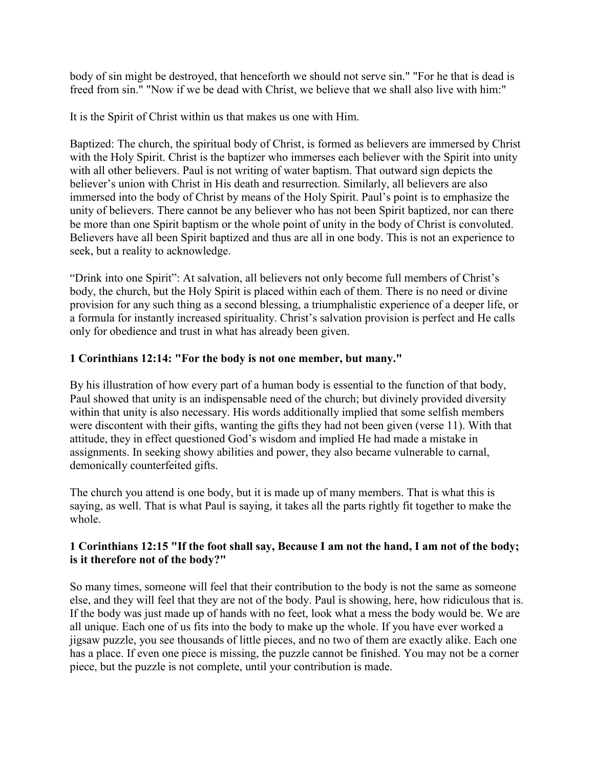body of sin might be destroyed, that henceforth we should not serve sin." "For he that is dead is freed from sin." "Now if we be dead with Christ, we believe that we shall also live with him:"

It is the Spirit of Christ within us that makes us one with Him.

Baptized: The church, the spiritual body of Christ, is formed as believers are immersed by Christ with the Holy Spirit. Christ is the baptizer who immerses each believer with the Spirit into unity with all other believers. Paul is not writing of water baptism. That outward sign depicts the believer's union with Christ in His death and resurrection. Similarly, all believers are also immersed into the body of Christ by means of the Holy Spirit. Paul's point is to emphasize the unity of believers. There cannot be any believer who has not been Spirit baptized, nor can there be more than one Spirit baptism or the whole point of unity in the body of Christ is convoluted. Believers have all been Spirit baptized and thus are all in one body. This is not an experience to seek, but a reality to acknowledge.

"Drink into one Spirit": At salvation, all believers not only become full members of Christ's body, the church, but the Holy Spirit is placed within each of them. There is no need or divine provision for any such thing as a second blessing, a triumphalistic experience of a deeper life, or a formula for instantly increased spirituality. Christ's salvation provision is perfect and He calls only for obedience and trust in what has already been given.

**1 Corinthians 12:14: "For the body is not one member, but many."**

By his illustration of how every part of a human body is essential to the function of that body, Paul showed that unity is an indispensable need of the church; but divinely provided diversity within that unity is also necessary. His words additionally implied that some selfish members were discontent with their gifts, wanting the gifts they had not been given (verse 11). With that attitude, they in effect questioned God's wisdom and implied He had made a mistake in assignments. In seeking showy abilities and power, they also became vulnerable to carnal, demonically counterfeited gifts.

The church you attend is one body, but it is made up of many members. That is what this is saying, as well. That is what Paul is saying, it takes all the parts rightly fit together to make the whole.

**1 Corinthians 12:15 "If the foot shall say, Because I am not the hand, I am not of the body; is it therefore not of the body?"**

So many times, someone will feel that their contribution to the body is not the same as someone else, and they will feel that they are not of the body. Paul is showing, here, how ridiculous that is. If the body was just made up of hands with no feet, look what a mess the body would be. We are all unique. Each one of us fits into the body to make up the whole. If you have ever worked a jigsaw puzzle, you see thousands of little pieces, and no two of them are exactly alike. Each one has a place. If even one piece is missing, the puzzle cannot be finished. You may not be a corner piece, but the puzzle is not complete, until your contribution is made.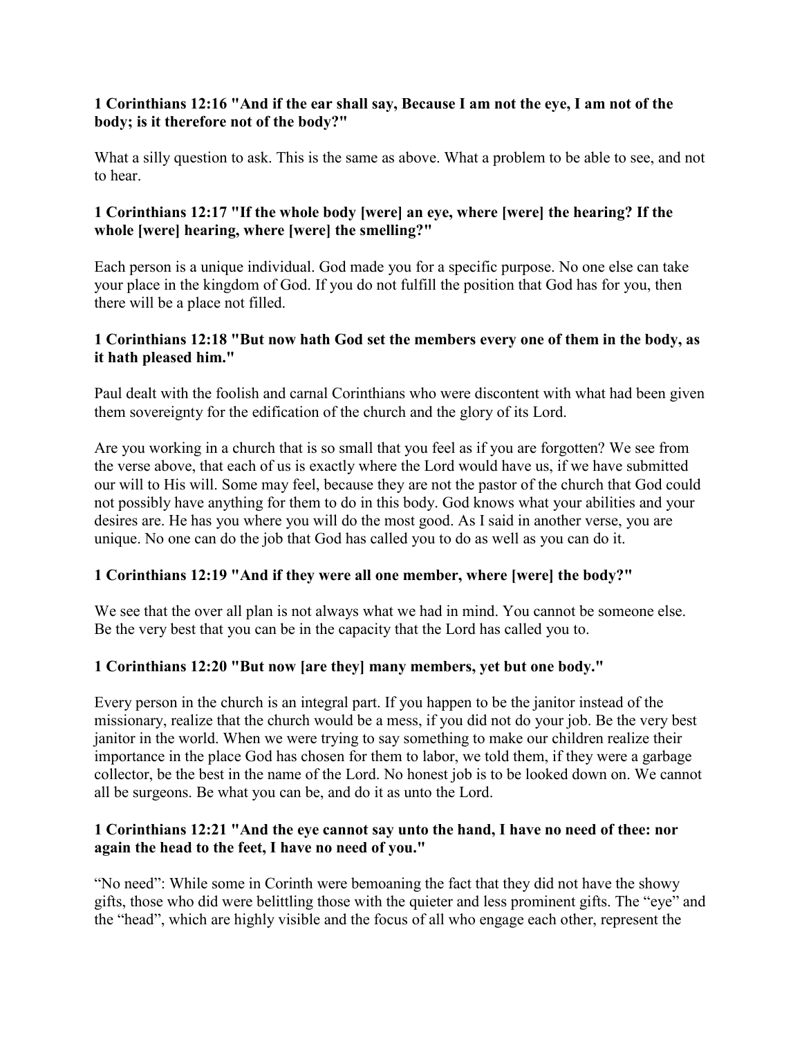**1 Corinthians 12:16 "And if the ear shall say, Because I am not the eye, I am not of the body; is it therefore not of the body?"**

What a silly question to ask. This is the same as above. What a problem to be able to see, and not to hear.

**1 Corinthians 12:17 "If the whole body [were] an eye, where [were] the hearing? If the whole [were] hearing, where [were] the smelling?"**

Each person is a unique individual. God made you for a specific purpose. No one else can take your place in the kingdom of God. If you do not fulfill the position that God has for you, then there will be a place not filled.

**1 Corinthians 12:18 "But now hath God set the members every one of them in the body, as it hath pleased him."**

Paul dealt with the foolish and carnal Corinthians who were discontent with what had been given them sovereignty for the edification of the church and the glory of its Lord.

Are you working in a church that is so small that you feel as if you are forgotten? We see from the verse above, that each of us is exactly where the Lord would have us, if we have submitted our will to His will. Some may feel, because they are not the pastor of the church that God could not possibly have anything for them to do in this body. God knows what your abilities and your desires are. He has you where you will do the most good. As I said in another verse, you are unique. No one can do the job that God has called you to do as well as you can do it.

**1 Corinthians 12:19 "And if they were all one member, where [were] the body?"**

We see that the over all plan is not always what we had in mind. You cannot be someone else. Be the very best that you can be in the capacity that the Lord has called you to.

**1 Corinthians 12:20 "But now [are they] many members, yet but one body."**

Every person in the church is an integral part. If you happen to be the janitor instead of the missionary, realize that the church would be a mess, if you did not do your job. Be the very best janitor in the world. When we were trying to say something to make our children realize their importance in the place God has chosen for them to labor, we told them, if they were a garbage collector, be the best in the name of the Lord. No honest job is to be looked down on. We cannot all be surgeons. Be what you can be, and do it as unto the Lord.

**1 Corinthians 12:21 "And the eye cannot say unto the hand, I have no need of thee: nor again the head to the feet, I have no need of you."**

"No need": While some in Corinth were bemoaning the fact that they did not have the showy gifts, those who did were belittling those with the quieter and less prominent gifts. The "eye" and the "head", which are highly visible and the focus of all who engage each other, represent the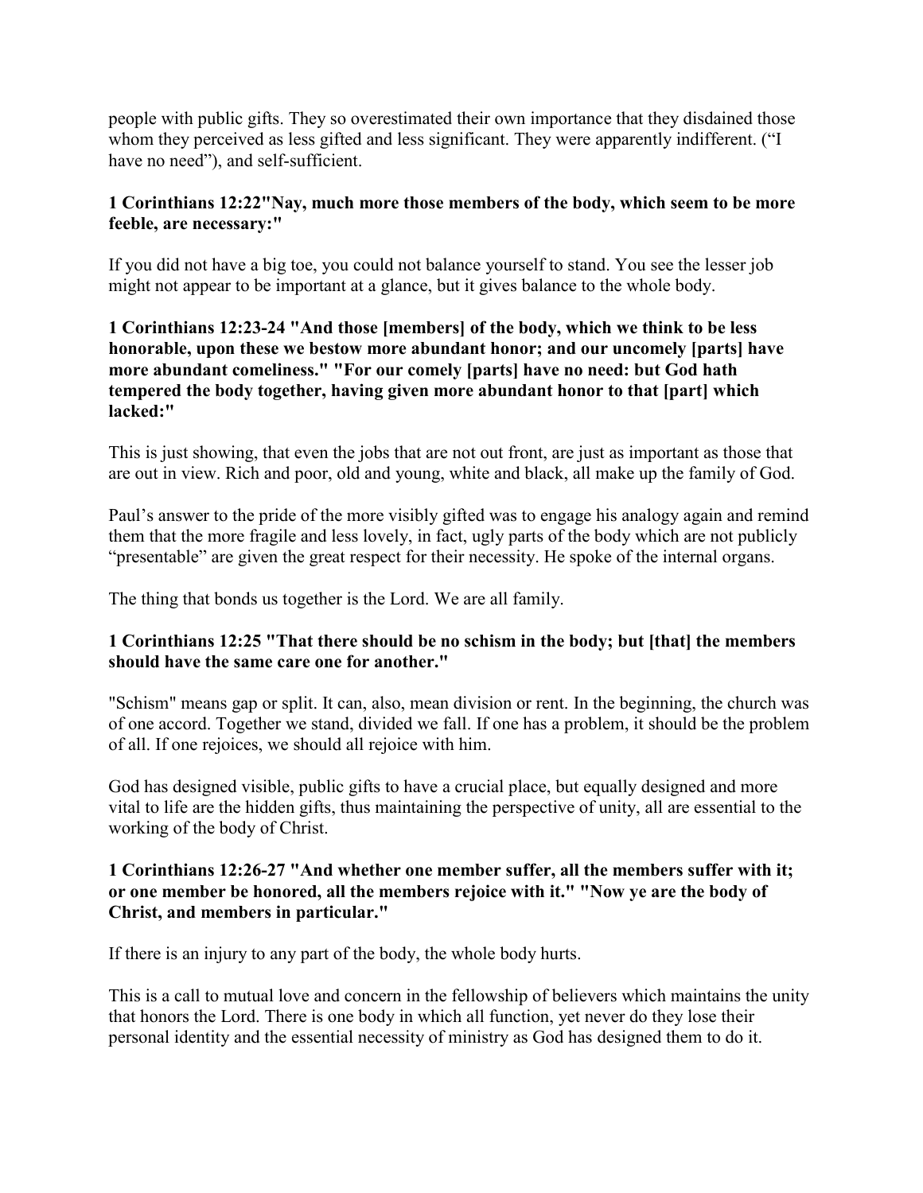people with public gifts. They so overestimated their own importance that they disdained those whom they perceived as less gifted and less significant. They were apparently indifferent. ("I have no need"), and self-sufficient.

**1 Corinthians 12:22"Nay, much more those members of the body, which seem to be more feeble, are necessary:"**

If you did not have a big toe, you could not balance yourself to stand. You see the lesser job might not appear to be important at a glance, but it gives balance to the whole body.

**1 Corinthians 12:23-24 "And those [members] of the body, which we think to be less honorable, upon these we bestow more abundant honor; and our uncomely [parts] have more abundant comeliness." "For our comely [parts] have no need: but God hath tempered the body together, having given more abundant honor to that [part] which lacked:"**

This is just showing, that even the jobs that are not out front, are just as important as those that are out in view. Rich and poor, old and young, white and black, all make up the family of God.

Paul's answer to the pride of the more visibly gifted was to engage his analogy again and remind them that the more fragile and less lovely, in fact, ugly parts of the body which are not publicly "presentable" are given the great respect for their necessity. He spoke of the internal organs.

The thing that bonds us together is the Lord. We are all family.

**1 Corinthians 12:25 "That there should be no schism in the body; but [that] the members should have the same care one for another."**

"Schism" means gap or split. It can, also, mean division or rent. In the beginning, the church was of one accord. Together we stand, divided we fall. If one has a problem, it should be the problem of all. If one rejoices, we should all rejoice with him.

God has designed visible, public gifts to have a crucial place, but equally designed and more vital to life are the hidden gifts, thus maintaining the perspective of unity, all are essential to the working of the body of Christ.

**1 Corinthians 12:26-27 "And whether one member suffer, all the members suffer with it; or one member be honored, all the members rejoice with it." "Now ye are the body of Christ, and members in particular."**

If there is an injury to any part of the body, the whole body hurts.

This is a call to mutual love and concern in the fellowship of believers which maintains the unity that honors the Lord. There is one body in which all function, yet never do they lose their personal identity and the essential necessity of ministry as God has designed them to do it.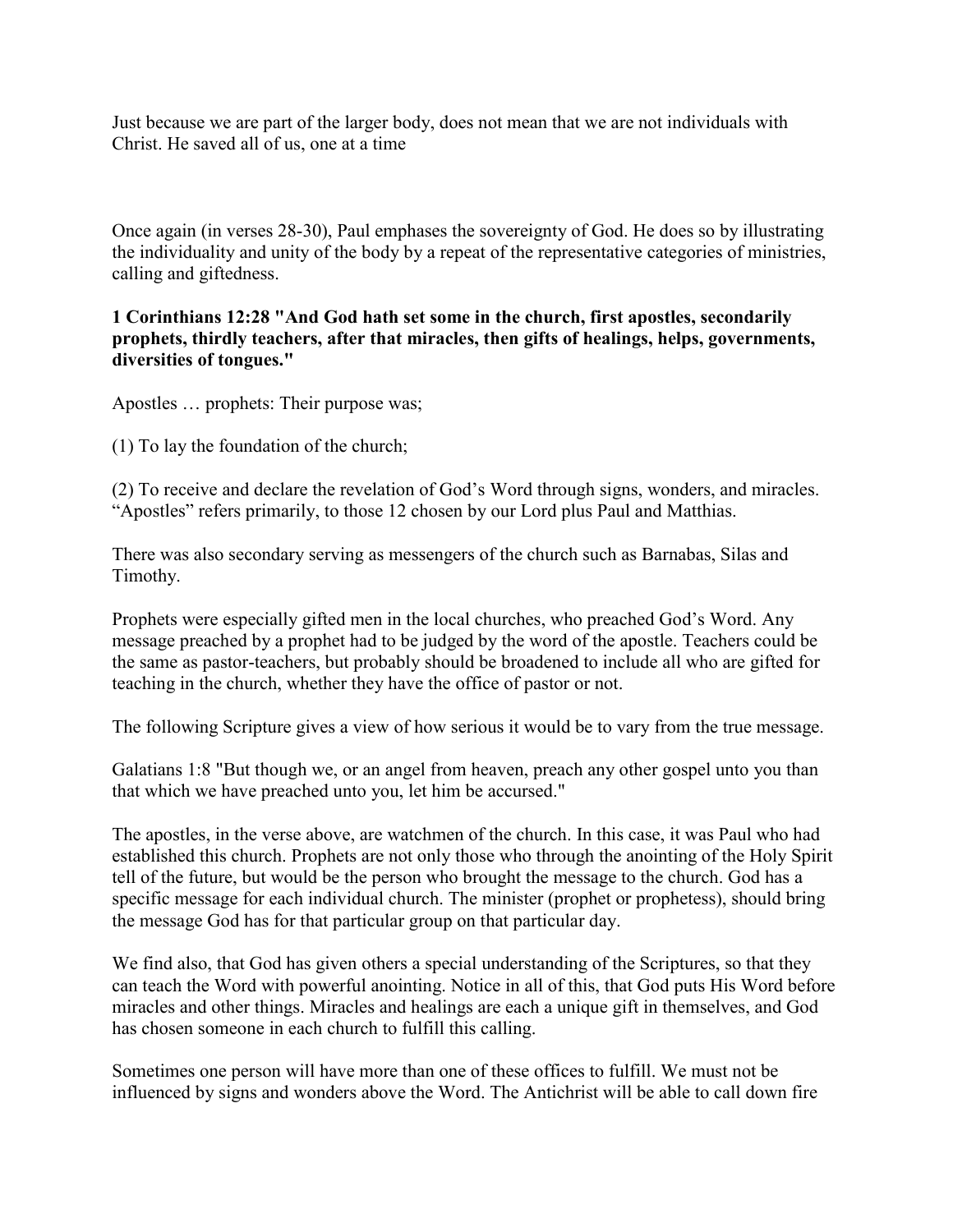Just because we are part of the larger body, does not mean that we are not individuals with Christ. He saved all of us, one at a time

Once again (in verses 28-30), Paul emphases the sovereignty of God. He does so by illustrating the individuality and unity of the body by a repeat of the representative categories of ministries, calling and giftedness.

**1 Corinthians 12:28 "And God hath set some in the church, first apostles, secondarily prophets, thirdly teachers, after that miracles, then gifts of healings, helps, governments, diversities of tongues."**

Apostles … prophets: Their purpose was;

(1) To lay the foundation of the church;

(2) To receive and declare the revelation of God's Word through signs, wonders, and miracles. "Apostles" refers primarily, to those 12 chosen by our Lord plus Paul and Matthias.

There was also secondary serving as messengers of the church such as Barnabas, Silas and Timothy.

Prophets were especially gifted men in the local churches, who preached God's Word. Any message preached by a prophet had to be judged by the word of the apostle. Teachers could be the same as pastor-teachers, but probably should be broadened to include all who are gifted for teaching in the church, whether they have the office of pastor or not.

The following Scripture gives a view of how serious it would be to vary from the true message.

Galatians 1:8 "But though we, or an angel from heaven, preach any other gospel unto you than that which we have preached unto you, let him be accursed."

The apostles, in the verse above, are watchmen of the church. In this case, it was Paul who had established this church. Prophets are not only those who through the anointing of the Holy Spirit tell of the future, but would be the person who brought the message to the church. God has a specific message for each individual church. The minister (prophet or prophetess), should bring the message God has for that particular group on that particular day.

We find also, that God has given others a special understanding of the Scriptures, so that they can teach the Word with powerful anointing. Notice in all of this, that God puts His Word before miracles and other things. Miracles and healings are each a unique gift in themselves, and God has chosen someone in each church to fulfill this calling.

Sometimes one person will have more than one of these offices to fulfill. We must not be influenced by signs and wonders above the Word. The Antichrist will be able to call down fire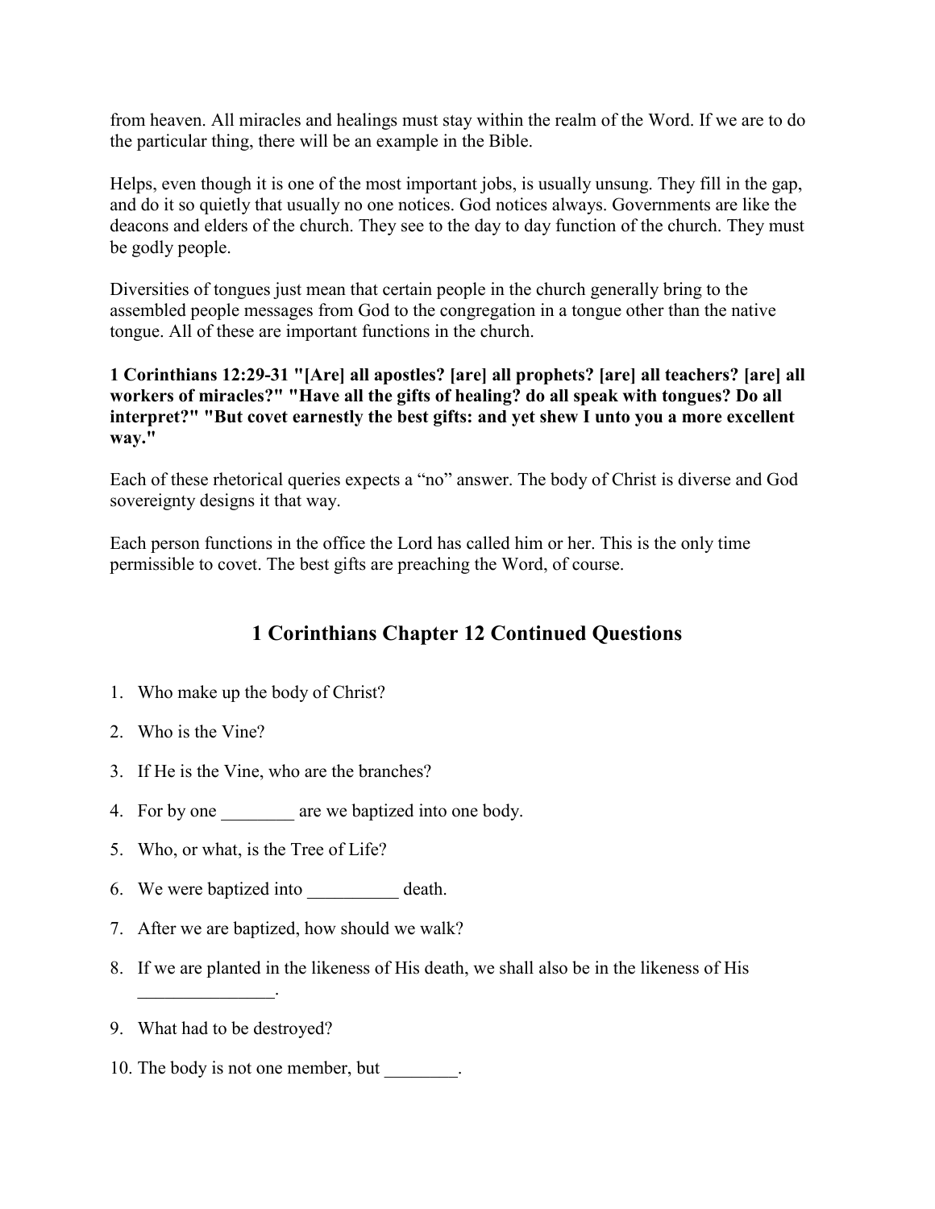from heaven. All miracles and healings must stay within the realm of the Word. If we are to do the particular thing, there will be an example in the Bible.

Helps, even though it is one of the most important jobs, is usually unsung. They fill in the gap, and do it so quietly that usually no one notices. God notices always. Governments are like the deacons and elders of the church. They see to the day to day function of the church. They must be godly people.

Diversities of tongues just mean that certain people in the church generally bring to the assembled people messages from God to the congregation in a tongue other than the native tongue. All of these are important functions in the church.

**1 Corinthians 12:29-31 "[Are] all apostles? [are] all prophets? [are] all teachers? [are] all workers of miracles?" "Have all the gifts of healing? do all speak with tongues? Do all interpret?" "But covet earnestly the best gifts: and yet shew I unto you a more excellent way."**

Each of these rhetorical queries expects a "no" answer. The body of Christ is diverse and God sovereignty designs it that way.

Each person functions in the office the Lord has called him or her. This is the only time permissible to covet. The best gifts are preaching the Word, of course.

## 1 Corinthians Chapter 12 Continued Questions

1. Who make up the body of Christ?
2. Who is the Vine?
3. If He is the Vine, who are the branches?
4. For by one ________ are we baptized into one body.
5. Who, or what, is the Tree of Life?
6. We were baptized into __________ death.
7. After we are baptized, how should we walk?
8. If we are planted in the likeness of His death, we shall also be in the likeness of His _______________.
9. What had to be destroyed?
10. The body is not one member, but ________.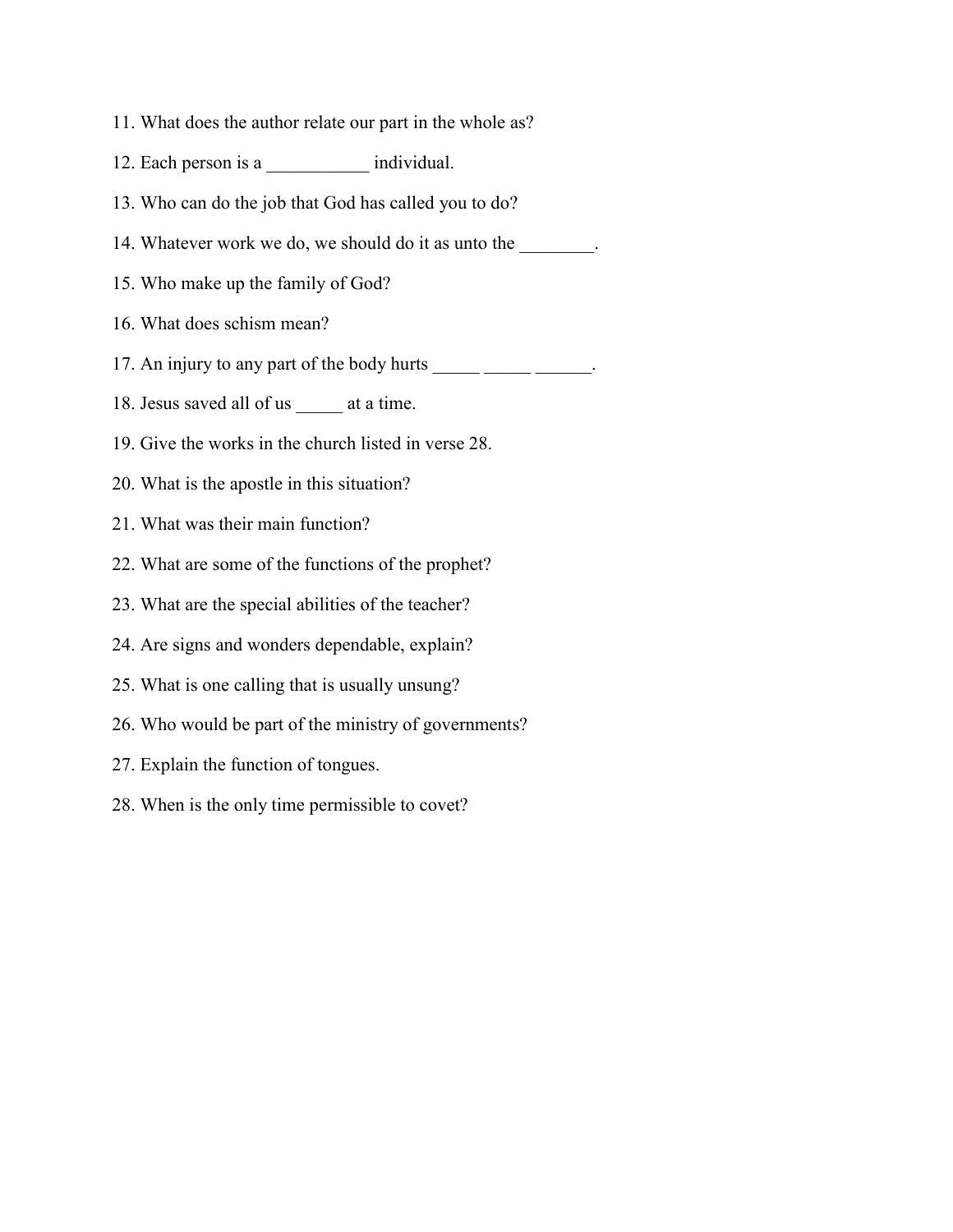11. What does the author relate our part in the whole as?

12. Each person is a ___________ individual.

13. Who can do the job that God has called you to do?

14. Whatever work we do, we should do it as unto the ________.

15. Who make up the family of God?

16. What does schism mean?

17. An injury to any part of the body hurts _____ _____ ______.

18. Jesus saved all of us _____ at a time.

19. Give the works in the church listed in verse 28.

20. What is the apostle in this situation?

21. What was their main function?

22. What are some of the functions of the prophet?

23. What are the special abilities of the teacher?

24. Are signs and wonders dependable, explain?

25. What is one calling that is usually unsung?

26. Who would be part of the ministry of governments?

27. Explain the function of tongues.

28. When is the only time permissible to covet?